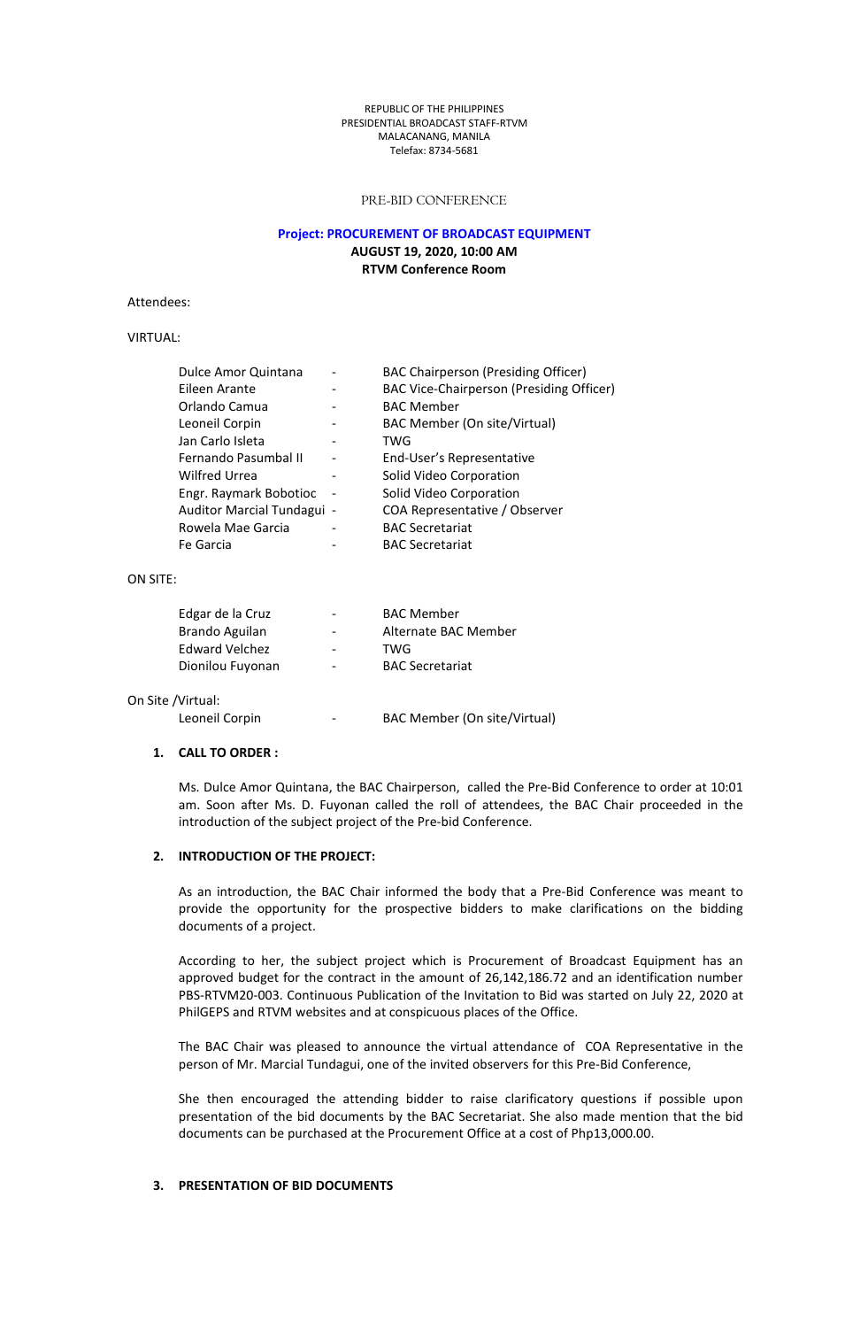REPUBLIC OF THE PHILIPPINES
PRESIDENTIAL BROADCAST STAFF-RTVM
MALACANANG, MANILA
Telefax: 8734-5681

PRE-BID CONFERENCE

**Project: PROCUREMENT OF BROADCAST EQUIPMENT**
**AUGUST 19, 2020, 10:00 AM**
**RTVM Conference Room**

Attendees:

VIRTUAL:

| | | |
|---|---|---|
| Dulce Amor Quintana | - | BAC Chairperson (Presiding Officer) |
| Eileen Arante | - | BAC Vice-Chairperson (Presiding Officer) |
| Orlando Camua | - | BAC Member |
| Leoneil Corpin | - | BAC Member (On site/Virtual) |
| Jan Carlo Isleta | - | TWG |
| Fernando Pasumbal II | - | End-User's Representative |
| Wilfred Urrea | - | Solid Video Corporation |
| Engr. Raymark Bobotioc | - | Solid Video Corporation |
| Auditor Marcial Tundagui | - | COA Representative / Observer |
| Rowela Mae Garcia | - | BAC Secretariat |
| Fe Garcia | - | BAC Secretariat |

ON SITE:

| | | |
|---|---|---|
| Edgar de la Cruz | - | BAC Member |
| Brando Aguilan | - | Alternate BAC Member |
| Edward Velchez | - | TWG |
| Dionilou Fuyonan | - | BAC Secretariat |

On Site /Virtual:

| | | |
|---|---|---|
| Leoneil Corpin | - | BAC Member (On site/Virtual) |

1. **CALL TO ORDER :**

   Ms. Dulce Amor Quintana, the BAC Chairperson, called the Pre-Bid Conference to order at 10:01 am. Soon after Ms. D. Fuyonan called the roll of attendees, the BAC Chair proceeded in the introduction of the subject project of the Pre-bid Conference.

2. **INTRODUCTION OF THE PROJECT:**

   As an introduction, the BAC Chair informed the body that a Pre-Bid Conference was meant to provide the opportunity for the prospective bidders to make clarifications on the bidding documents of a project.

   According to her, the subject project which is Procurement of Broadcast Equipment has an approved budget for the contract in the amount of 26,142,186.72 and an identification number PBS-RTVM20-003. Continuous Publication of the Invitation to Bid was started on July 22, 2020 at PhilGEPS and RTVM websites and at conspicuous places of the Office.

   The BAC Chair was pleased to announce the virtual attendance of COA Representative in the person of Mr. Marcial Tundagui, one of the invited observers for this Pre-Bid Conference,

   She then encouraged the attending bidder to raise clarificatory questions if possible upon presentation of the bid documents by the BAC Secretariat. She also made mention that the bid documents can be purchased at the Procurement Office at a cost of Php13,000.00.

3. **PRESENTATION OF BID DOCUMENTS**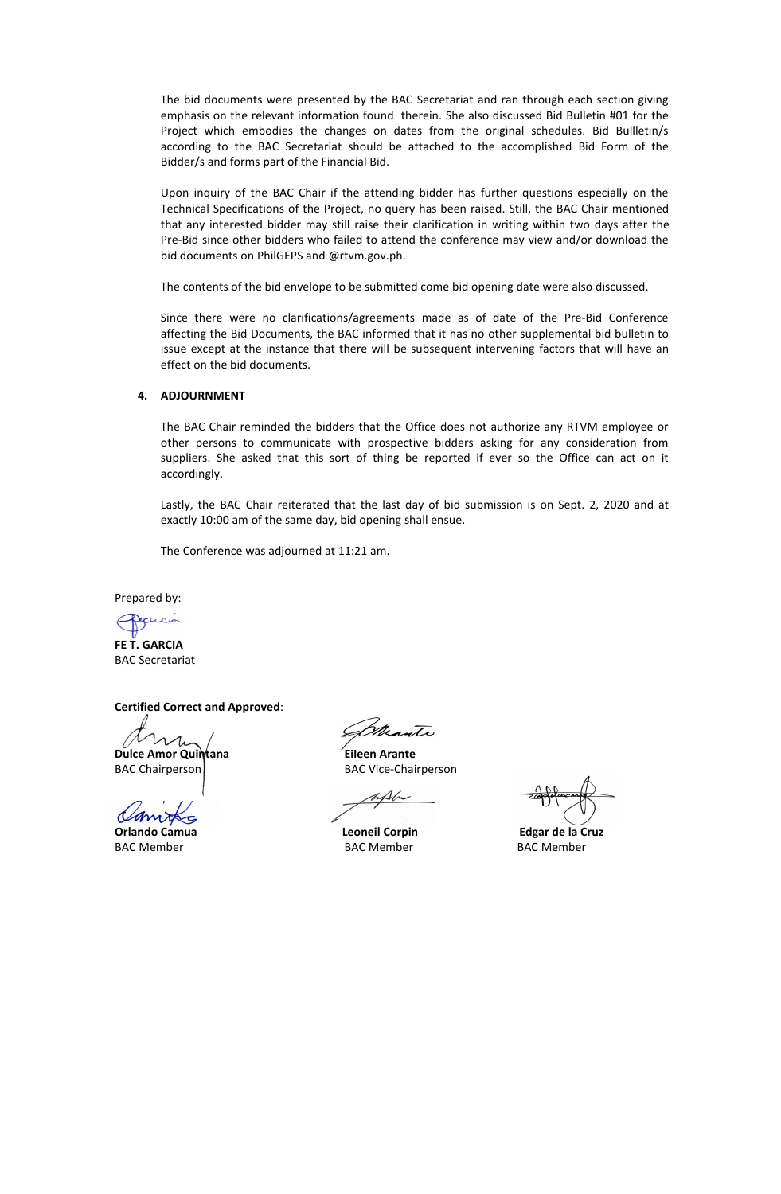The bid documents were presented by the BAC Secretariat and ran through each section giving emphasis on the relevant information found therein. She also discussed Bid Bulletin #01 for the Project which embodies the changes on dates from the original schedules. Bid Bullletin/s according to the BAC Secretariat should be attached to the accomplished Bid Form of the Bidder/s and forms part of the Financial Bid.

Upon inquiry of the BAC Chair if the attending bidder has further questions especially on the Technical Specifications of the Project, no query has been raised. Still, the BAC Chair mentioned that any interested bidder may still raise their clarification in writing within two days after the Pre-Bid since other bidders who failed to attend the conference may view and/or download the bid documents on PhilGEPS and @rtvm.gov.ph.

The contents of the bid envelope to be submitted come bid opening date were also discussed.

Since there were no clarifications/agreements made as of date of the Pre-Bid Conference affecting the Bid Documents, the BAC informed that it has no other supplemental bid bulletin to issue except at the instance that there will be subsequent intervening factors that will have an effect on the bid documents.

**4. ADJOURNMENT**

The BAC Chair reminded the bidders that the Office does not authorize any RTVM employee or other persons to communicate with prospective bidders asking for any consideration from suppliers. She asked that this sort of thing be reported if ever so the Office can act on it accordingly.

Lastly, the BAC Chair reiterated that the last day of bid submission is on Sept. 2, 2020 and at exactly 10:00 am of the same day, bid opening shall ensue.

The Conference was adjourned at 11:21 am.

Prepared by:

**FE T. GARCIA**
BAC Secretariat

**Certified Correct and Approved**:

**Dulce Amor Quintana**
BAC Chairperson

**Eileen Arante**
BAC Vice-Chairperson

**Orlando Camua**
BAC Member

**Leoneil Corpin**
BAC Member

**Edgar de la Cruz**
BAC Member